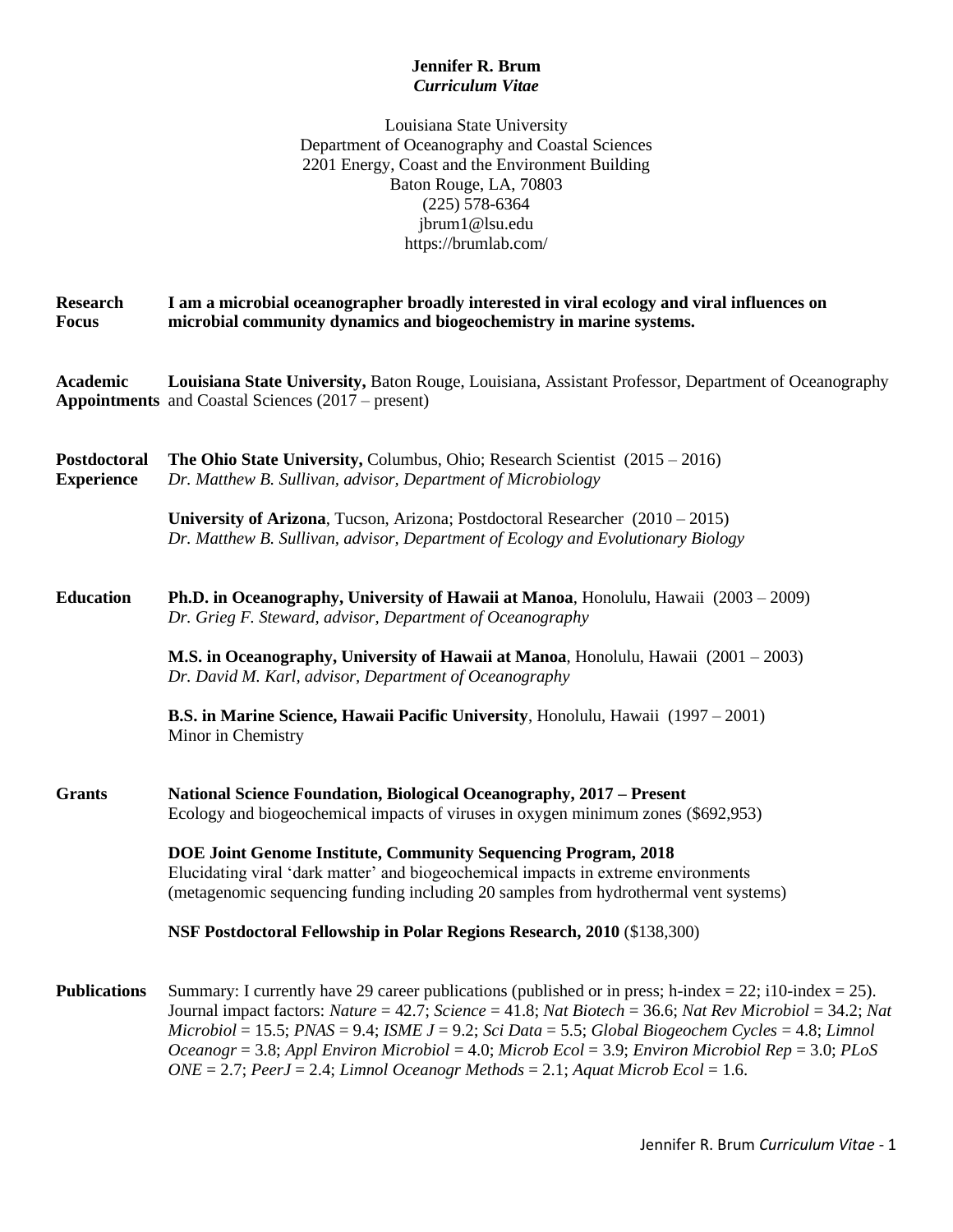# Jennifer R. Brum
*Curriculum Vitae*

Louisiana State University
Department of Oceanography and Coastal Sciences
2201 Energy, Coast and the Environment Building
Baton Rouge, LA, 70803
(225) 578-6364
jbrum1@lsu.edu
https://brumlab.com/

## Research Focus

**I am a microbial oceanographer broadly interested in viral ecology and viral influences on microbial community dynamics and biogeochemistry in marine systems.**

## Academic Appointments

**Louisiana State University,** Baton Rouge, Louisiana, Assistant Professor, Department of Oceanography and Coastal Sciences (2017 – present)

## Postdoctoral Experience

**The Ohio State University,** Columbus, Ohio; Research Scientist (2015 – 2016)
*Dr. Matthew B. Sullivan, advisor, Department of Microbiology*

**University of Arizona**, Tucson, Arizona; Postdoctoral Researcher (2010 – 2015)
*Dr. Matthew B. Sullivan, advisor, Department of Ecology and Evolutionary Biology*

## Education

**Ph.D. in Oceanography, University of Hawaii at Manoa**, Honolulu, Hawaii (2003 – 2009)
*Dr. Grieg F. Steward, advisor, Department of Oceanography*

**M.S. in Oceanography, University of Hawaii at Manoa**, Honolulu, Hawaii (2001 – 2003)
*Dr. David M. Karl, advisor, Department of Oceanography*

**B.S. in Marine Science, Hawaii Pacific University**, Honolulu, Hawaii (1997 – 2001)
Minor in Chemistry

## Grants

**National Science Foundation, Biological Oceanography, 2017 – Present**
Ecology and biogeochemical impacts of viruses in oxygen minimum zones ($692,953)

**DOE Joint Genome Institute, Community Sequencing Program, 2018**
Elucidating viral 'dark matter' and biogeochemical impacts in extreme environments (metagenomic sequencing funding including 20 samples from hydrothermal vent systems)

**NSF Postdoctoral Fellowship in Polar Regions Research, 2010** ($138,300)

## Publications

Summary: I currently have 29 career publications (published or in press; h-index = 22; i10-index = 25). Journal impact factors: *Nature* = 42.7; *Science* = 41.8; *Nat Biotech* = 36.6; *Nat Rev Microbiol* = 34.2; *Nat Microbiol* = 15.5; *PNAS* = 9.4; *ISME J* = 9.2; *Sci Data* = 5.5; *Global Biogeochem Cycles* = 4.8; *Limnol Oceanogr* = 3.8; *Appl Environ Microbiol* = 4.0; *Microb Ecol* = 3.9; *Environ Microbiol Rep* = 3.0; *PLoS ONE* = 2.7; *PeerJ* = 2.4; *Limnol Oceanogr Methods* = 2.1; *Aquat Microb Ecol* = 1.6.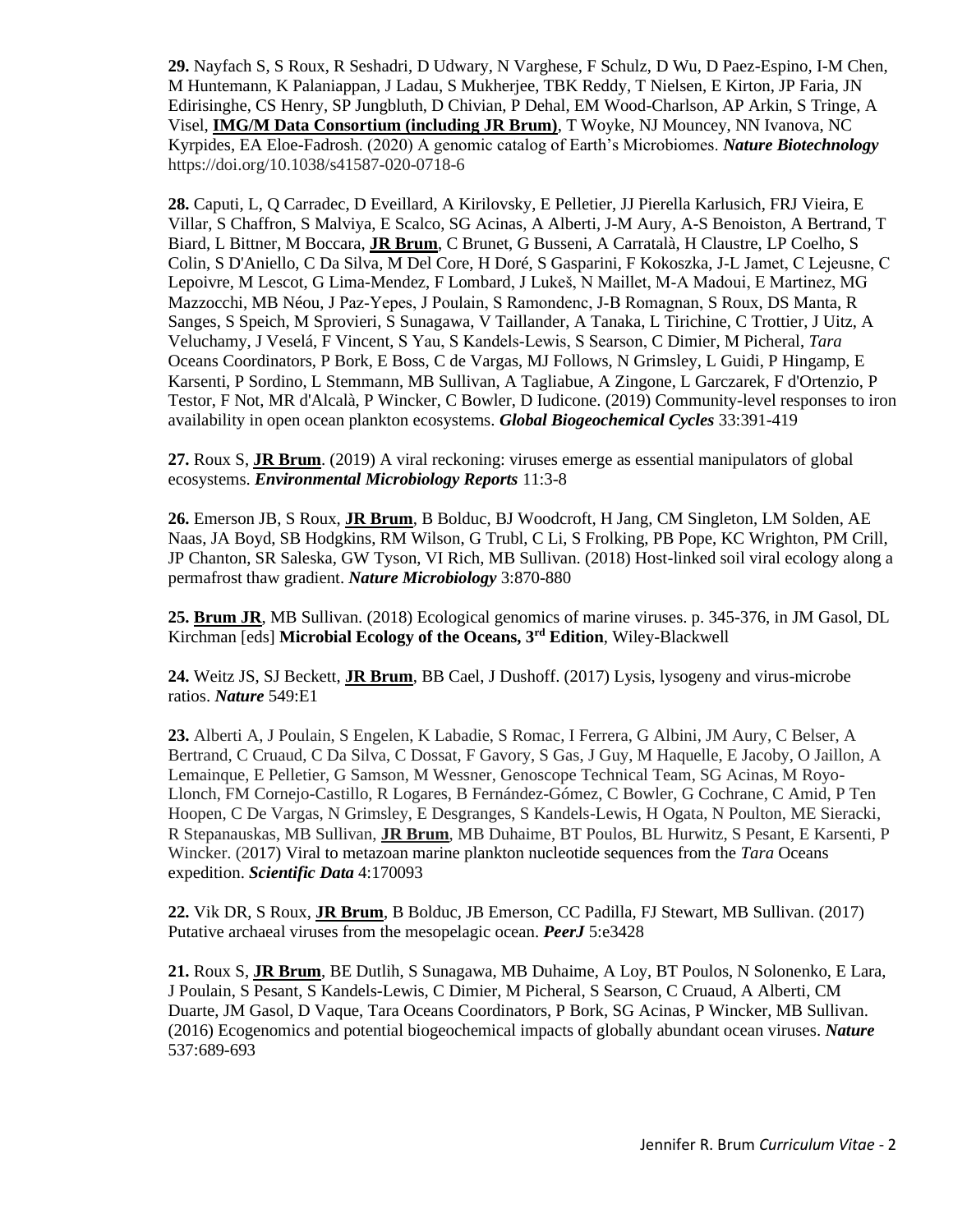**29.** Nayfach S, S Roux, R Seshadri, D Udwary, N Varghese, F Schulz, D Wu, D Paez-Espino, I-M Chen, M Huntemann, K Palaniappan, J Ladau, S Mukherjee, TBK Reddy, T Nielsen, E Kirton, JP Faria, JN Edirisinghe, CS Henry, SP Jungbluth, D Chivian, P Dehal, EM Wood-Charlson, AP Arkin, S Tringe, A Visel, **IMG/M Data Consortium (including JR Brum)**, T Woyke, NJ Mouncey, NN Ivanova, NC Kyrpides, EA Eloe-Fadrosh. (2020) A genomic catalog of Earth's Microbiomes. ***Nature Biotechnology*** https://doi.org/10.1038/s41587-020-0718-6

**28.** Caputi, L, Q Carradec, D Eveillard, A Kirilovsky, E Pelletier, JJ Pierella Karlusich, FRJ Vieira, E Villar, S Chaffron, S Malviya, E Scalco, SG Acinas, A Alberti, J-M Aury, A-S Benoiston, A Bertrand, T Biard, L Bittner, M Boccara, **JR Brum**, C Brunet, G Busseni, A Carratalà, H Claustre, LP Coelho, S Colin, S D'Aniello, C Da Silva, M Del Core, H Doré, S Gasparini, F Kokoszka, J-L Jamet, C Lejeusne, C Lepoivre, M Lescot, G Lima-Mendez, F Lombard, J Lukeš, N Maillet, M-A Madoui, E Martinez, MG Mazzocchi, MB Néou, J Paz-Yepes, J Poulain, S Ramondenc, J-B Romagnan, S Roux, DS Manta, R Sanges, S Speich, M Sprovieri, S Sunagawa, V Taillander, A Tanaka, L Tirichine, C Trottier, J Uitz, A Veluchamy, J Veselá, F Vincent, S Yau, S Kandels-Lewis, S Searson, C Dimier, M Picheral, *Tara* Oceans Coordinators, P Bork, E Boss, C de Vargas, MJ Follows, N Grimsley, L Guidi, P Hingamp, E Karsenti, P Sordino, L Stemmann, MB Sullivan, A Tagliabue, A Zingone, L Garczarek, F d'Ortenzio, P Testor, F Not, MR d'Alcalà, P Wincker, C Bowler, D Iudicone. (2019) Community-level responses to iron availability in open ocean plankton ecosystems. ***Global Biogeochemical Cycles*** 33:391-419

**27.** Roux S, **JR Brum**. (2019) A viral reckoning: viruses emerge as essential manipulators of global ecosystems. ***Environmental Microbiology Reports*** 11:3-8

**26.** Emerson JB, S Roux, **JR Brum**, B Bolduc, BJ Woodcroft, H Jang, CM Singleton, LM Solden, AE Naas, JA Boyd, SB Hodgkins, RM Wilson, G Trubl, C Li, S Frolking, PB Pope, KC Wrighton, PM Crill, JP Chanton, SR Saleska, GW Tyson, VI Rich, MB Sullivan. (2018) Host-linked soil viral ecology along a permafrost thaw gradient. ***Nature Microbiology*** 3:870-880

**25. Brum JR**, MB Sullivan. (2018) Ecological genomics of marine viruses. p. 345-376, in JM Gasol, DL Kirchman [eds] **Microbial Ecology of the Oceans, 3rd Edition**, Wiley-Blackwell

**24.** Weitz JS, SJ Beckett, **JR Brum**, BB Cael, J Dushoff. (2017) Lysis, lysogeny and virus-microbe ratios. ***Nature*** 549:E1

**23.** Alberti A, J Poulain, S Engelen, K Labadie, S Romac, I Ferrera, G Albini, JM Aury, C Belser, A Bertrand, C Cruaud, C Da Silva, C Dossat, F Gavory, S Gas, J Guy, M Haquelle, E Jacoby, O Jaillon, A Lemainque, E Pelletier, G Samson, M Wessner, Genoscope Technical Team, SG Acinas, M Royo-Llonch, FM Cornejo-Castillo, R Logares, B Fernández-Gómez, C Bowler, G Cochrane, C Amid, P Ten Hoopen, C De Vargas, N Grimsley, E Desgranges, S Kandels-Lewis, H Ogata, N Poulton, ME Sieracki, R Stepanauskas, MB Sullivan, **JR Brum**, MB Duhaime, BT Poulos, BL Hurwitz, S Pesant, E Karsenti, P Wincker. (2017) Viral to metazoan marine plankton nucleotide sequences from the *Tara* Oceans expedition. ***Scientific Data*** 4:170093

**22.** Vik DR, S Roux, **JR Brum**, B Bolduc, JB Emerson, CC Padilla, FJ Stewart, MB Sullivan. (2017) Putative archaeal viruses from the mesopelagic ocean. ***PeerJ*** 5:e3428

**21.** Roux S, **JR Brum**, BE Dutlih, S Sunagawa, MB Duhaime, A Loy, BT Poulos, N Solonenko, E Lara, J Poulain, S Pesant, S Kandels-Lewis, C Dimier, M Picheral, S Searson, C Cruaud, A Alberti, CM Duarte, JM Gasol, D Vaque, Tara Oceans Coordinators, P Bork, SG Acinas, P Wincker, MB Sullivan. (2016) Ecogenomics and potential biogeochemical impacts of globally abundant ocean viruses. ***Nature*** 537:689-693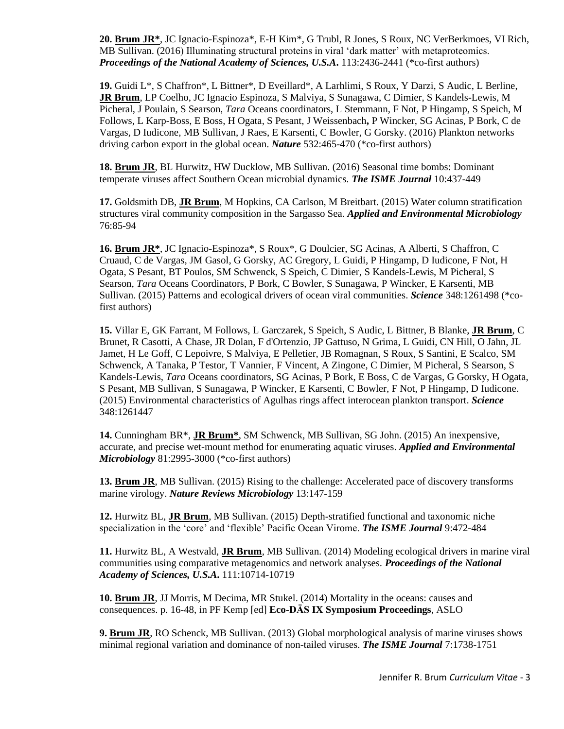**20. <u>Brum JR*</u>**, JC Ignacio-Espinoza*, E-H Kim*, G Trubl, R Jones, S Roux, NC VerBerkmoes, VI Rich, MB Sullivan. (2016) Illuminating structural proteins in viral 'dark matter' with metaproteomics. ***Proceedings of the National Academy of Sciences, U.S.A***. 113:2436-2441 (*co-first authors)

**19.** Guidi L*, S Chaffron*, L Bittner*, D Eveillard*, A Larhlimi, S Roux, Y Darzi, S Audic, L Berline, **<u>JR Brum</u>**, LP Coelho, JC Ignacio Espinoza, S Malviya, S Sunagawa, C Dimier, S Kandels-Lewis, M Picheral, J Poulain, S Searson, *Tara* Oceans coordinators, L Stemmann, F Not, P Hingamp, S Speich, M Follows, L Karp-Boss, E Boss, H Ogata, S Pesant, J Weissenbach**,** P Wincker, SG Acinas, P Bork, C de Vargas, D Iudicone, MB Sullivan, J Raes, E Karsenti, C Bowler, G Gorsky. (2016) Plankton networks driving carbon export in the global ocean. ***Nature*** 532:465-470 (*co-first authors)

**18. <u>Brum JR</u>**, BL Hurwitz, HW Ducklow, MB Sullivan. (2016) Seasonal time bombs: Dominant temperate viruses affect Southern Ocean microbial dynamics. ***The ISME Journal*** 10:437-449

**17.** Goldsmith DB, **<u>JR Brum</u>**, M Hopkins, CA Carlson, M Breitbart. (2015) Water column stratification structures viral community composition in the Sargasso Sea. ***Applied and Environmental Microbiology*** 76:85-94

**16. <u>Brum JR*</u>**, JC Ignacio-Espinoza*, S Roux*, G Doulcier, SG Acinas, A Alberti, S Chaffron, C Cruaud, C de Vargas, JM Gasol, G Gorsky, AC Gregory, L Guidi, P Hingamp, D Iudicone, F Not, H Ogata, S Pesant, BT Poulos, SM Schwenck, S Speich, C Dimier, S Kandels-Lewis, M Picheral, S Searson, *Tara* Oceans Coordinators, P Bork, C Bowler, S Sunagawa, P Wincker, E Karsenti, MB Sullivan. (2015) Patterns and ecological drivers of ocean viral communities. ***Science*** 348:1261498 (*co-first authors)

**15.** Villar E, GK Farrant, M Follows, L Garczarek, S Speich, S Audic, L Bittner, B Blanke, **<u>JR Brum</u>**, C Brunet, R Casotti, A Chase, JR Dolan, F d'Ortenzio, JP Gattuso, N Grima, L Guidi, CN Hill, O Jahn, JL Jamet, H Le Goff, C Lepoivre, S Malviya, E Pelletier, JB Romagnan, S Roux, S Santini, E Scalco, SM Schwenck, A Tanaka, P Testor, T Vannier, F Vincent, A Zingone, C Dimier, M Picheral, S Searson, S Kandels-Lewis, *Tara* Oceans coordinators, SG Acinas, P Bork, E Boss, C de Vargas, G Gorsky, H Ogata, S Pesant, MB Sullivan, S Sunagawa, P Wincker, E Karsenti, C Bowler, F Not, P Hingamp, D Iudicone. (2015) Environmental characteristics of Agulhas rings affect interocean plankton transport. ***Science*** 348:1261447

**14.** Cunningham BR*, **<u>JR Brum*</u>**, SM Schwenck, MB Sullivan, SG John. (2015) An inexpensive, accurate, and precise wet-mount method for enumerating aquatic viruses. ***Applied and Environmental Microbiology*** 81:2995-3000 (*co-first authors)

**13. <u>Brum JR</u>**, MB Sullivan. (2015) Rising to the challenge: Accelerated pace of discovery transforms marine virology. ***Nature Reviews Microbiology*** 13:147-159

**12.** Hurwitz BL, **<u>JR Brum</u>**, MB Sullivan. (2015) Depth-stratified functional and taxonomic niche specialization in the 'core' and 'flexible' Pacific Ocean Virome. ***The ISME Journal*** 9:472-484

**11.** Hurwitz BL, A Westvald, **<u>JR Brum</u>**, MB Sullivan. (2014) Modeling ecological drivers in marine viral communities using comparative metagenomics and network analyses. ***Proceedings of the National Academy of Sciences, U.S.A***. 111:10714-10719

**10. <u>Brum JR</u>**, JJ Morris, M Decima, MR Stukel. (2014) Mortality in the oceans: causes and consequences. p. 16-48, in PF Kemp [ed] **Eco-DĀS IX Symposium Proceedings**, ASLO

**9. <u>Brum JR</u>**, RO Schenck, MB Sullivan. (2013) Global morphological analysis of marine viruses shows minimal regional variation and dominance of non-tailed viruses. ***The ISME Journal*** 7:1738-1751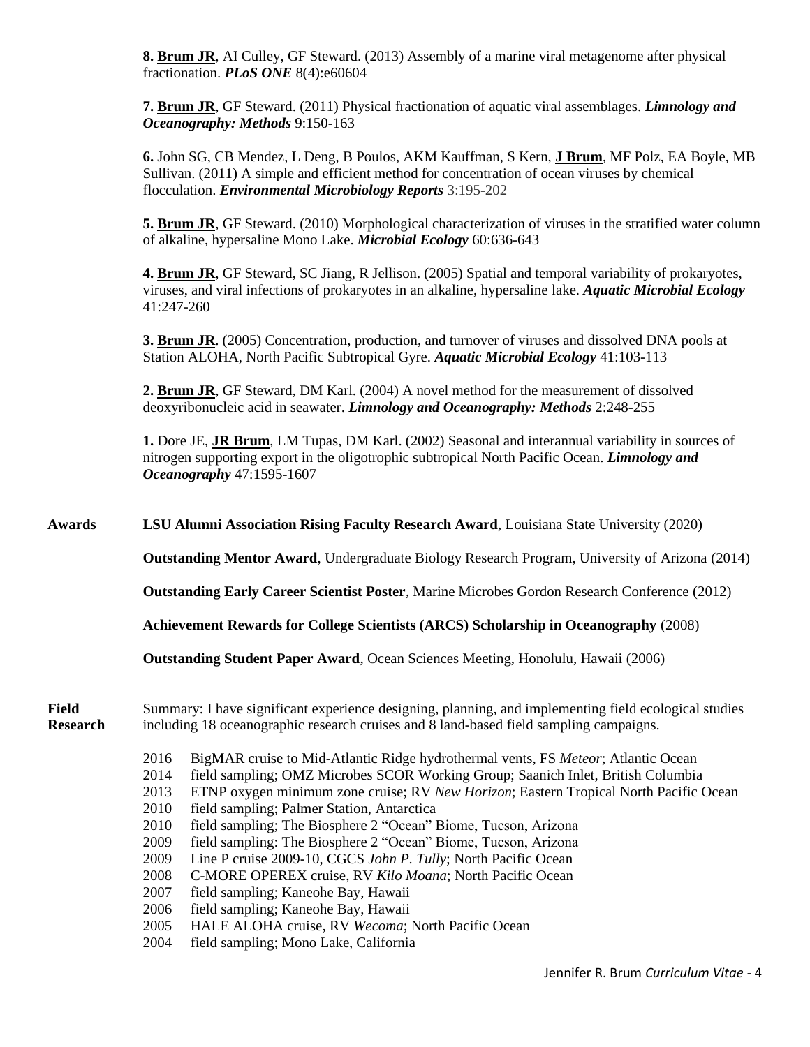**8. Brum JR**, AI Culley, GF Steward. (2013) Assembly of a marine viral metagenome after physical fractionation. ***PLoS ONE*** 8(4):e60604

**7. Brum JR**, GF Steward. (2011) Physical fractionation of aquatic viral assemblages. ***Limnology and Oceanography: Methods*** 9:150-163

**6.** John SG, CB Mendez, L Deng, B Poulos, AKM Kauffman, S Kern, **J Brum**, MF Polz, EA Boyle, MB Sullivan. (2011) A simple and efficient method for concentration of ocean viruses by chemical flocculation. ***Environmental Microbiology Reports*** 3:195-202

**5. Brum JR**, GF Steward. (2010) Morphological characterization of viruses in the stratified water column of alkaline, hypersaline Mono Lake. ***Microbial Ecology*** 60:636-643

**4. Brum JR**, GF Steward, SC Jiang, R Jellison. (2005) Spatial and temporal variability of prokaryotes, viruses, and viral infections of prokaryotes in an alkaline, hypersaline lake. ***Aquatic Microbial Ecology*** 41:247-260

**3. Brum JR**. (2005) Concentration, production, and turnover of viruses and dissolved DNA pools at Station ALOHA, North Pacific Subtropical Gyre. ***Aquatic Microbial Ecology*** 41:103-113

**2. Brum JR**, GF Steward, DM Karl. (2004) A novel method for the measurement of dissolved deoxyribonucleic acid in seawater. ***Limnology and Oceanography: Methods*** 2:248-255

**1.** Dore JE, **JR Brum**, LM Tupas, DM Karl. (2002) Seasonal and interannual variability in sources of nitrogen supporting export in the oligotrophic subtropical North Pacific Ocean. ***Limnology and Oceanography*** 47:1595-1607

## Awards

**LSU Alumni Association Rising Faculty Research Award**, Louisiana State University (2020)

**Outstanding Mentor Award**, Undergraduate Biology Research Program, University of Arizona (2014)

**Outstanding Early Career Scientist Poster**, Marine Microbes Gordon Research Conference (2012)

**Achievement Rewards for College Scientists (ARCS) Scholarship in Oceanography** (2008)

**Outstanding Student Paper Award**, Ocean Sciences Meeting, Honolulu, Hawaii (2006)

## Field Research

Summary: I have significant experience designing, planning, and implementing field ecological studies including 18 oceanographic research cruises and 8 land-based field sampling campaigns.

- 2016 BigMAR cruise to Mid-Atlantic Ridge hydrothermal vents, FS *Meteor*; Atlantic Ocean
- 2014 field sampling; OMZ Microbes SCOR Working Group; Saanich Inlet, British Columbia
- 2013 ETNP oxygen minimum zone cruise; RV *New Horizon*; Eastern Tropical North Pacific Ocean
- 2010 field sampling; Palmer Station, Antarctica
- 2010 field sampling; The Biosphere 2 "Ocean" Biome, Tucson, Arizona
- 2009 field sampling: The Biosphere 2 "Ocean" Biome, Tucson, Arizona
- 2009 Line P cruise 2009-10, CGCS *John P. Tully*; North Pacific Ocean
- 2008 C-MORE OPEREX cruise, RV *Kilo Moana*; North Pacific Ocean
- 2007 field sampling; Kaneohe Bay, Hawaii
- 2006 field sampling; Kaneohe Bay, Hawaii
- 2005 HALE ALOHA cruise, RV *Wecoma*; North Pacific Ocean
- 2004 field sampling; Mono Lake, California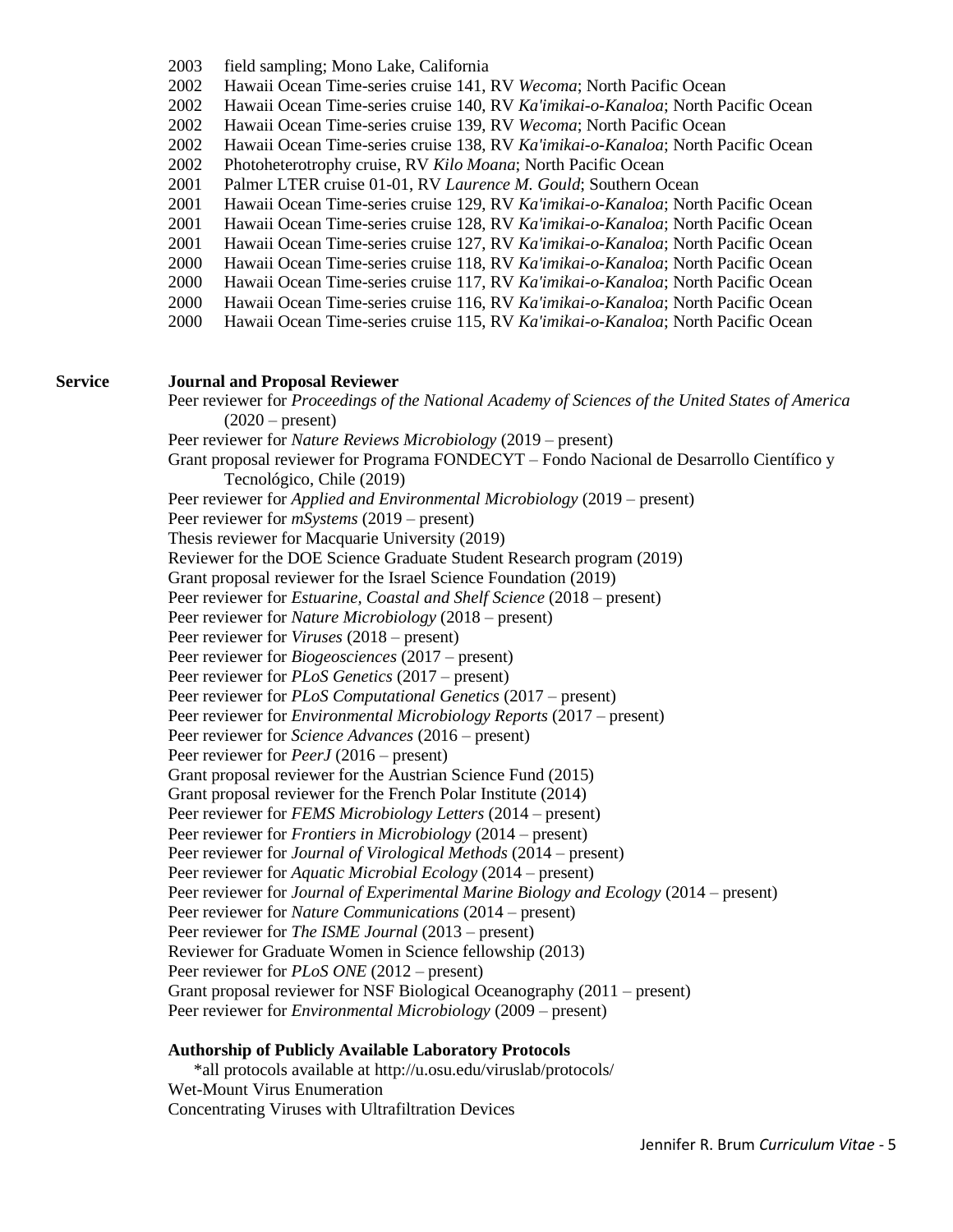2003 field sampling; Mono Lake, California
2002 Hawaii Ocean Time-series cruise 141, RV *Wecoma*; North Pacific Ocean
2002 Hawaii Ocean Time-series cruise 140, RV *Ka'imikai-o-Kanaloa*; North Pacific Ocean
2002 Hawaii Ocean Time-series cruise 139, RV *Wecoma*; North Pacific Ocean
2002 Hawaii Ocean Time-series cruise 138, RV *Ka'imikai-o-Kanaloa*; North Pacific Ocean
2002 Photoheterotrophy cruise, RV *Kilo Moana*; North Pacific Ocean
2001 Palmer LTER cruise 01-01, RV *Laurence M. Gould*; Southern Ocean
2001 Hawaii Ocean Time-series cruise 129, RV *Ka'imikai-o-Kanaloa*; North Pacific Ocean
2001 Hawaii Ocean Time-series cruise 128, RV *Ka'imikai-o-Kanaloa*; North Pacific Ocean
2001 Hawaii Ocean Time-series cruise 127, RV *Ka'imikai-o-Kanaloa*; North Pacific Ocean
2000 Hawaii Ocean Time-series cruise 118, RV *Ka'imikai-o-Kanaloa*; North Pacific Ocean
2000 Hawaii Ocean Time-series cruise 117, RV *Ka'imikai-o-Kanaloa*; North Pacific Ocean
2000 Hawaii Ocean Time-series cruise 116, RV *Ka'imikai-o-Kanaloa*; North Pacific Ocean
2000 Hawaii Ocean Time-series cruise 115, RV *Ka'imikai-o-Kanaloa*; North Pacific Ocean

## Service

### Journal and Proposal Reviewer

Peer reviewer for *Proceedings of the National Academy of Sciences of the United States of America* (2020 – present)
Peer reviewer for *Nature Reviews Microbiology* (2019 – present)
Grant proposal reviewer for Programa FONDECYT – Fondo Nacional de Desarrollo Científico y Tecnológico, Chile (2019)
Peer reviewer for *Applied and Environmental Microbiology* (2019 – present)
Peer reviewer for *mSystems* (2019 – present)
Thesis reviewer for Macquarie University (2019)
Reviewer for the DOE Science Graduate Student Research program (2019)
Grant proposal reviewer for the Israel Science Foundation (2019)
Peer reviewer for *Estuarine, Coastal and Shelf Science* (2018 – present)
Peer reviewer for *Nature Microbiology* (2018 – present)
Peer reviewer for *Viruses* (2018 – present)
Peer reviewer for *Biogeosciences* (2017 – present)
Peer reviewer for *PLoS Genetics* (2017 – present)
Peer reviewer for *PLoS Computational Genetics* (2017 – present)
Peer reviewer for *Environmental Microbiology Reports* (2017 – present)
Peer reviewer for *Science Advances* (2016 – present)
Peer reviewer for *PeerJ* (2016 – present)
Grant proposal reviewer for the Austrian Science Fund (2015)
Grant proposal reviewer for the French Polar Institute (2014)
Peer reviewer for *FEMS Microbiology Letters* (2014 – present)
Peer reviewer for *Frontiers in Microbiology* (2014 – present)
Peer reviewer for *Journal of Virological Methods* (2014 – present)
Peer reviewer for *Aquatic Microbial Ecology* (2014 – present)
Peer reviewer for *Journal of Experimental Marine Biology and Ecology* (2014 – present)
Peer reviewer for *Nature Communications* (2014 – present)
Peer reviewer for *The ISME Journal* (2013 – present)
Reviewer for Graduate Women in Science fellowship (2013)
Peer reviewer for *PLoS ONE* (2012 – present)
Grant proposal reviewer for NSF Biological Oceanography (2011 – present)
Peer reviewer for *Environmental Microbiology* (2009 – present)

### Authorship of Publicly Available Laboratory Protocols

*all protocols available at http://u.osu.edu/viruslab/protocols/

Wet-Mount Virus Enumeration
Concentrating Viruses with Ultrafiltration Devices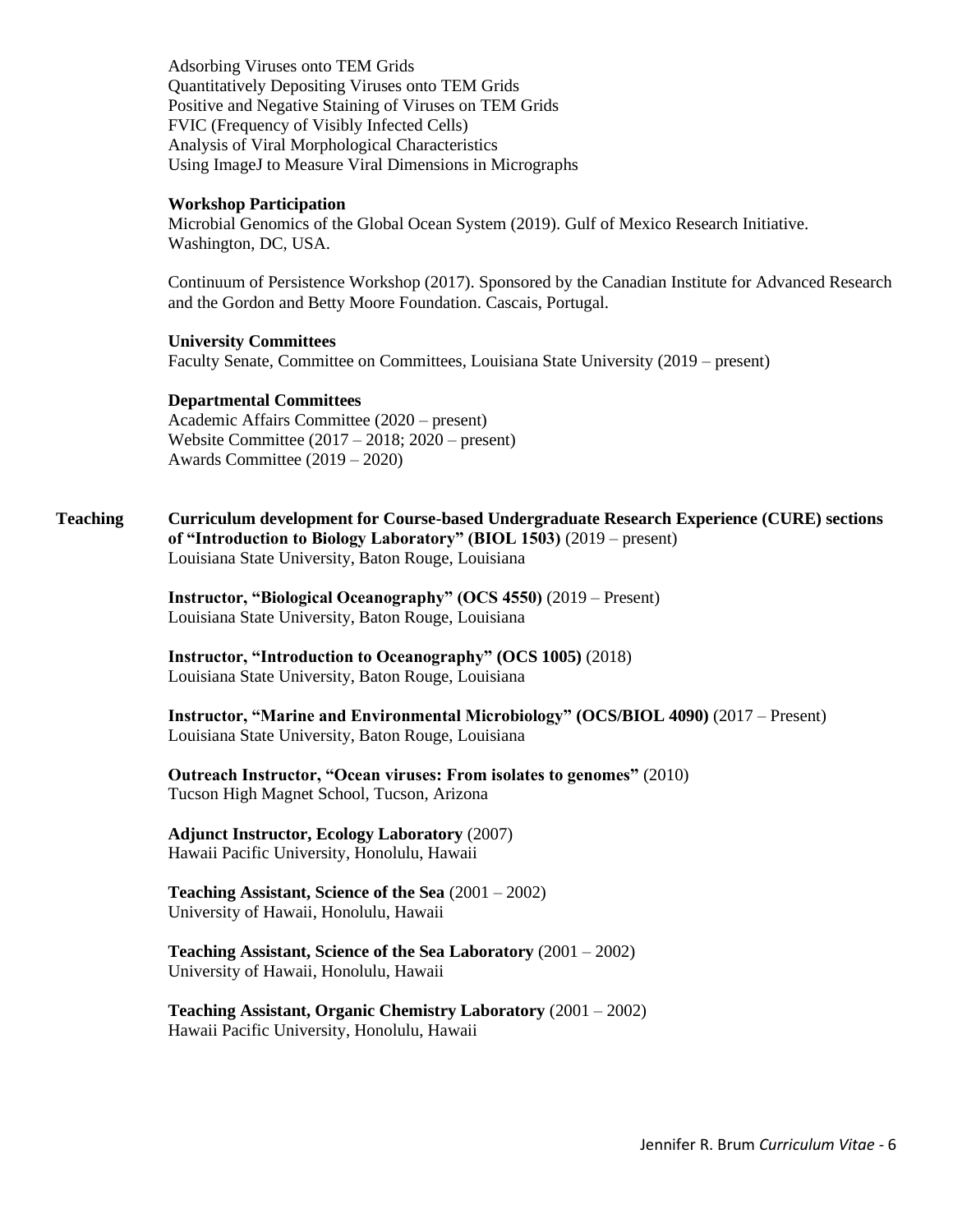Adsorbing Viruses onto TEM Grids
Quantitatively Depositing Viruses onto TEM Grids
Positive and Negative Staining of Viruses on TEM Grids
FVIC (Frequency of Visibly Infected Cells)
Analysis of Viral Morphological Characteristics
Using ImageJ to Measure Viral Dimensions in Micrographs

**Workshop Participation**

Microbial Genomics of the Global Ocean System (2019). Gulf of Mexico Research Initiative. Washington, DC, USA.

Continuum of Persistence Workshop (2017). Sponsored by the Canadian Institute for Advanced Research and the Gordon and Betty Moore Foundation. Cascais, Portugal.

**University Committees**

Faculty Senate, Committee on Committees, Louisiana State University (2019 – present)

**Departmental Committees**

Academic Affairs Committee (2020 – present)
Website Committee (2017 – 2018; 2020 – present)
Awards Committee (2019 – 2020)

## Teaching

**Curriculum development for Course-based Undergraduate Research Experience (CURE) sections of "Introduction to Biology Laboratory" (BIOL 1503)** (2019 – present)
Louisiana State University, Baton Rouge, Louisiana

**Instructor, "Biological Oceanography" (OCS 4550)** (2019 – Present)
Louisiana State University, Baton Rouge, Louisiana

**Instructor, "Introduction to Oceanography" (OCS 1005)** (2018)
Louisiana State University, Baton Rouge, Louisiana

**Instructor, "Marine and Environmental Microbiology" (OCS/BIOL 4090)** (2017 – Present)
Louisiana State University, Baton Rouge, Louisiana

**Outreach Instructor, "Ocean viruses: From isolates to genomes"** (2010)
Tucson High Magnet School, Tucson, Arizona

**Adjunct Instructor, Ecology Laboratory** (2007)
Hawaii Pacific University, Honolulu, Hawaii

**Teaching Assistant, Science of the Sea** (2001 – 2002)
University of Hawaii, Honolulu, Hawaii

**Teaching Assistant, Science of the Sea Laboratory** (2001 – 2002)
University of Hawaii, Honolulu, Hawaii

**Teaching Assistant, Organic Chemistry Laboratory** (2001 – 2002)
Hawaii Pacific University, Honolulu, Hawaii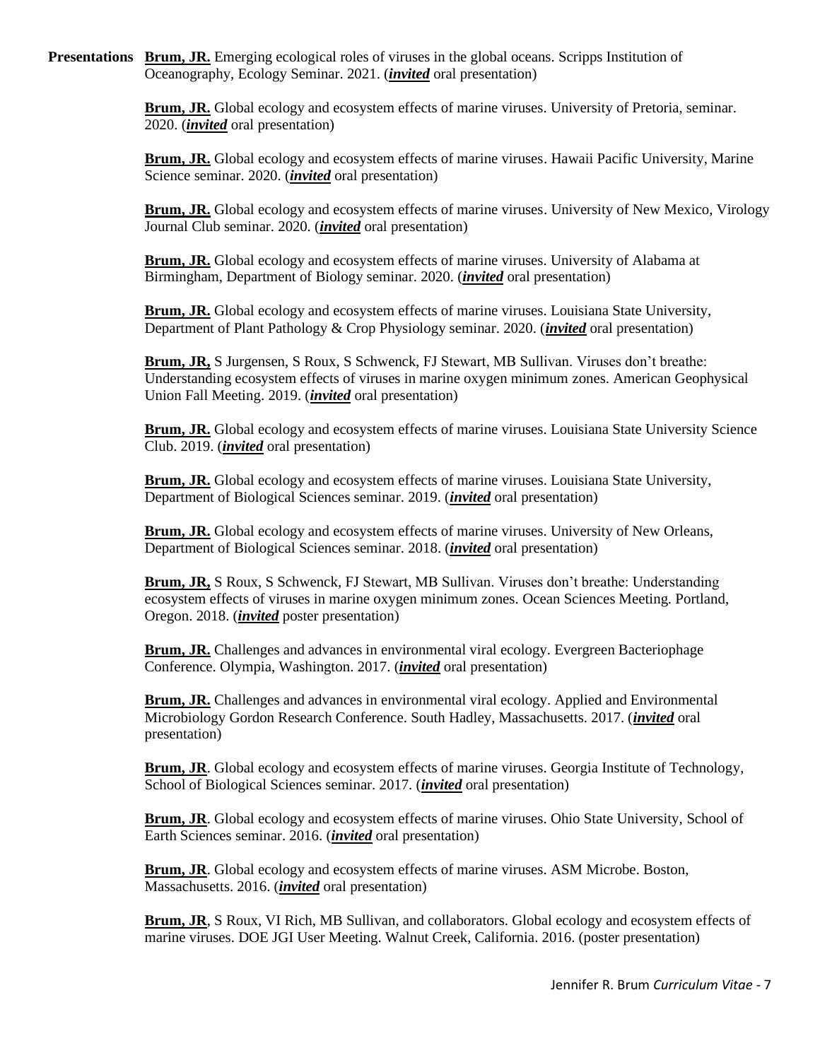**Presentations**

**Brum, JR.** Emerging ecological roles of viruses in the global oceans. Scripps Institution of Oceanography, Ecology Seminar. 2021. (***invited*** oral presentation)

**Brum, JR.** Global ecology and ecosystem effects of marine viruses. University of Pretoria, seminar. 2020. (***invited*** oral presentation)

**Brum, JR.** Global ecology and ecosystem effects of marine viruses. Hawaii Pacific University, Marine Science seminar. 2020. (***invited*** oral presentation)

**Brum, JR.** Global ecology and ecosystem effects of marine viruses. University of New Mexico, Virology Journal Club seminar. 2020. (***invited*** oral presentation)

**Brum, JR.** Global ecology and ecosystem effects of marine viruses. University of Alabama at Birmingham, Department of Biology seminar. 2020. (***invited*** oral presentation)

**Brum, JR.** Global ecology and ecosystem effects of marine viruses. Louisiana State University, Department of Plant Pathology & Crop Physiology seminar. 2020. (***invited*** oral presentation)

**Brum, JR,** S Jurgensen, S Roux, S Schwenck, FJ Stewart, MB Sullivan. Viruses don't breathe: Understanding ecosystem effects of viruses in marine oxygen minimum zones. American Geophysical Union Fall Meeting. 2019. (***invited*** oral presentation)

**Brum, JR.** Global ecology and ecosystem effects of marine viruses. Louisiana State University Science Club. 2019. (***invited*** oral presentation)

**Brum, JR.** Global ecology and ecosystem effects of marine viruses. Louisiana State University, Department of Biological Sciences seminar. 2019. (***invited*** oral presentation)

**Brum, JR.** Global ecology and ecosystem effects of marine viruses. University of New Orleans, Department of Biological Sciences seminar. 2018. (***invited*** oral presentation)

**Brum, JR,** S Roux, S Schwenck, FJ Stewart, MB Sullivan. Viruses don't breathe: Understanding ecosystem effects of viruses in marine oxygen minimum zones. Ocean Sciences Meeting. Portland, Oregon. 2018. (***invited*** poster presentation)

**Brum, JR.** Challenges and advances in environmental viral ecology. Evergreen Bacteriophage Conference. Olympia, Washington. 2017. (***invited*** oral presentation)

**Brum, JR.** Challenges and advances in environmental viral ecology. Applied and Environmental Microbiology Gordon Research Conference. South Hadley, Massachusetts. 2017. (***invited*** oral presentation)

**Brum, JR**. Global ecology and ecosystem effects of marine viruses. Georgia Institute of Technology, School of Biological Sciences seminar. 2017. (***invited*** oral presentation)

**Brum, JR**. Global ecology and ecosystem effects of marine viruses. Ohio State University, School of Earth Sciences seminar. 2016. (***invited*** oral presentation)

**Brum, JR**. Global ecology and ecosystem effects of marine viruses. ASM Microbe. Boston, Massachusetts. 2016. (***invited*** oral presentation)

**Brum, JR**, S Roux, VI Rich, MB Sullivan, and collaborators. Global ecology and ecosystem effects of marine viruses. DOE JGI User Meeting. Walnut Creek, California. 2016. (poster presentation)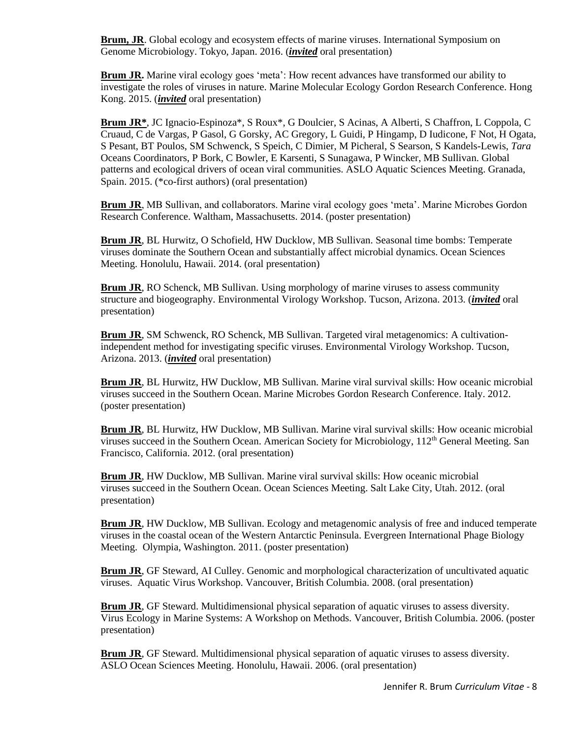**Brum, JR**. Global ecology and ecosystem effects of marine viruses. International Symposium on Genome Microbiology. Tokyo, Japan. 2016. (***invited*** oral presentation)

**Brum JR.** Marine viral ecology goes 'meta': How recent advances have transformed our ability to investigate the roles of viruses in nature. Marine Molecular Ecology Gordon Research Conference. Hong Kong. 2015. (***invited*** oral presentation)

**Brum JR***, JC Ignacio-Espinoza*, S Roux*, G Doulcier, S Acinas, A Alberti, S Chaffron, L Coppola, C Cruaud, C de Vargas, P Gasol, G Gorsky, AC Gregory, L Guidi, P Hingamp, D Iudicone, F Not, H Ogata, S Pesant, BT Poulos, SM Schwenck, S Speich, C Dimier, M Picheral, S Searson, S Kandels-Lewis, *Tara* Oceans Coordinators, P Bork, C Bowler, E Karsenti, S Sunagawa, P Wincker, MB Sullivan. Global patterns and ecological drivers of ocean viral communities. ASLO Aquatic Sciences Meeting. Granada, Spain. 2015. (*co-first authors) (oral presentation)

**Brum JR**, MB Sullivan, and collaborators. Marine viral ecology goes 'meta'. Marine Microbes Gordon Research Conference. Waltham, Massachusetts. 2014. (poster presentation)

**Brum JR**, BL Hurwitz, O Schofield, HW Ducklow, MB Sullivan. Seasonal time bombs: Temperate viruses dominate the Southern Ocean and substantially affect microbial dynamics. Ocean Sciences Meeting. Honolulu, Hawaii. 2014. (oral presentation)

**Brum JR**, RO Schenck, MB Sullivan. Using morphology of marine viruses to assess community structure and biogeography. Environmental Virology Workshop. Tucson, Arizona. 2013. (***invited*** oral presentation)

**Brum JR**, SM Schwenck, RO Schenck, MB Sullivan. Targeted viral metagenomics: A cultivation-independent method for investigating specific viruses. Environmental Virology Workshop. Tucson, Arizona. 2013. (***invited*** oral presentation)

**Brum JR**, BL Hurwitz, HW Ducklow, MB Sullivan. Marine viral survival skills: How oceanic microbial viruses succeed in the Southern Ocean. Marine Microbes Gordon Research Conference. Italy. 2012. (poster presentation)

**Brum JR**, BL Hurwitz, HW Ducklow, MB Sullivan. Marine viral survival skills: How oceanic microbial viruses succeed in the Southern Ocean. American Society for Microbiology, 112th General Meeting. San Francisco, California. 2012. (oral presentation)

**Brum JR**, HW Ducklow, MB Sullivan. Marine viral survival skills: How oceanic microbial viruses succeed in the Southern Ocean. Ocean Sciences Meeting. Salt Lake City, Utah. 2012. (oral presentation)

**Brum JR**, HW Ducklow, MB Sullivan. Ecology and metagenomic analysis of free and induced temperate viruses in the coastal ocean of the Western Antarctic Peninsula. Evergreen International Phage Biology Meeting. Olympia, Washington. 2011. (poster presentation)

**Brum JR**, GF Steward, AI Culley. Genomic and morphological characterization of uncultivated aquatic viruses. Aquatic Virus Workshop. Vancouver, British Columbia. 2008. (oral presentation)

**Brum JR**, GF Steward. Multidimensional physical separation of aquatic viruses to assess diversity. Virus Ecology in Marine Systems: A Workshop on Methods. Vancouver, British Columbia. 2006. (poster presentation)

**Brum JR**, GF Steward. Multidimensional physical separation of aquatic viruses to assess diversity. ASLO Ocean Sciences Meeting. Honolulu, Hawaii. 2006. (oral presentation)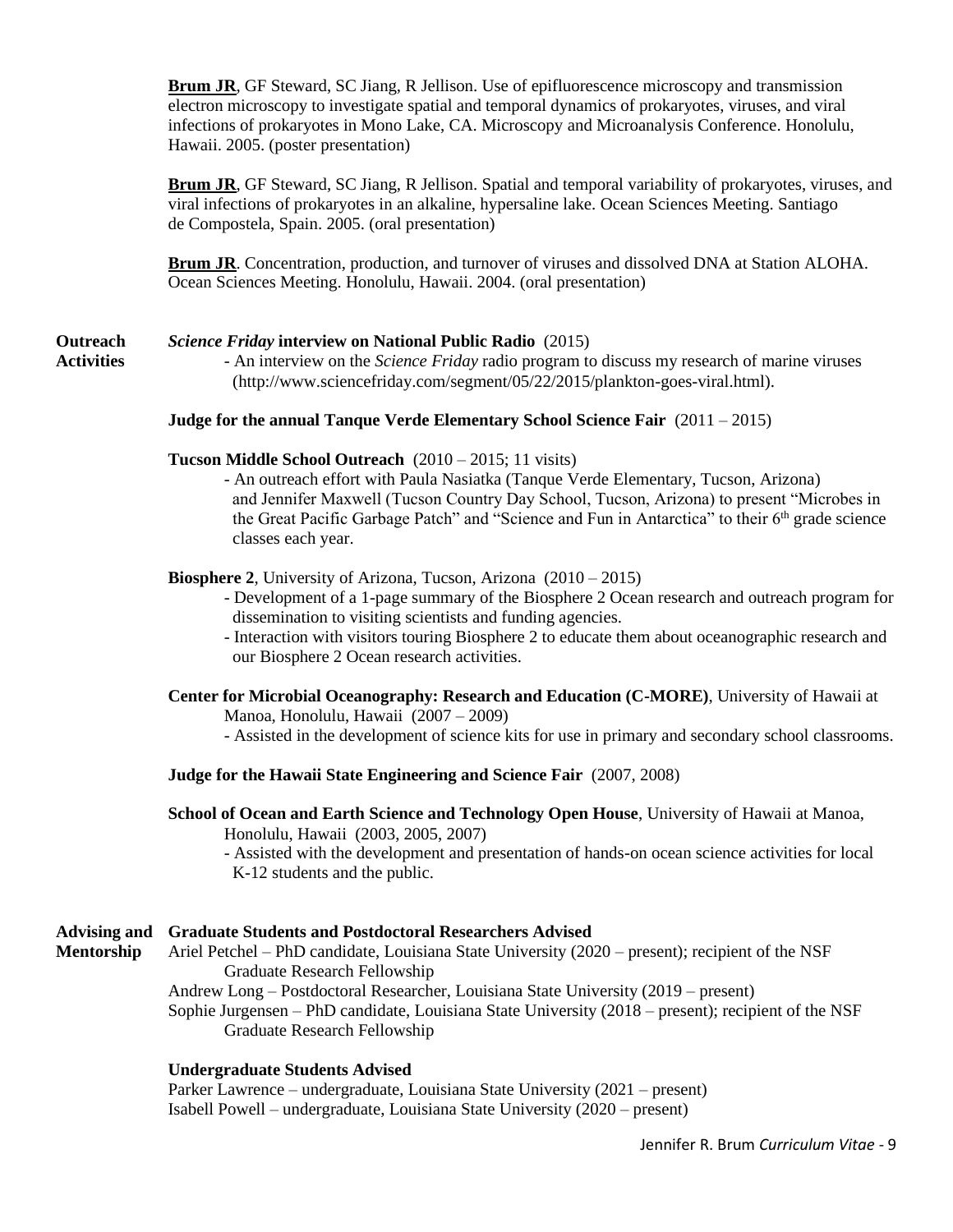**Brum JR**, GF Steward, SC Jiang, R Jellison. Use of epifluorescence microscopy and transmission electron microscopy to investigate spatial and temporal dynamics of prokaryotes, viruses, and viral infections of prokaryotes in Mono Lake, CA. Microscopy and Microanalysis Conference. Honolulu, Hawaii. 2005. (poster presentation)

**Brum JR**, GF Steward, SC Jiang, R Jellison. Spatial and temporal variability of prokaryotes, viruses, and viral infections of prokaryotes in an alkaline, hypersaline lake. Ocean Sciences Meeting. Santiago de Compostela, Spain. 2005. (oral presentation)

**Brum JR**. Concentration, production, and turnover of viruses and dissolved DNA at Station ALOHA. Ocean Sciences Meeting. Honolulu, Hawaii. 2004. (oral presentation)

## Outreach Activities

***Science Friday* interview on National Public Radio** (2015)
- An interview on the *Science Friday* radio program to discuss my research of marine viruses (http://www.sciencefriday.com/segment/05/22/2015/plankton-goes-viral.html).

**Judge for the annual Tanque Verde Elementary School Science Fair** (2011 – 2015)

**Tucson Middle School Outreach** (2010 – 2015; 11 visits)
- An outreach effort with Paula Nasiatka (Tanque Verde Elementary, Tucson, Arizona) and Jennifer Maxwell (Tucson Country Day School, Tucson, Arizona) to present "Microbes in the Great Pacific Garbage Patch" and "Science and Fun in Antarctica" to their 6th grade science classes each year.

**Biosphere 2**, University of Arizona, Tucson, Arizona (2010 – 2015)
- Development of a 1-page summary of the Biosphere 2 Ocean research and outreach program for dissemination to visiting scientists and funding agencies.
- Interaction with visitors touring Biosphere 2 to educate them about oceanographic research and our Biosphere 2 Ocean research activities.

**Center for Microbial Oceanography: Research and Education (C-MORE)**, University of Hawaii at Manoa, Honolulu, Hawaii (2007 – 2009)
- Assisted in the development of science kits for use in primary and secondary school classrooms.

**Judge for the Hawaii State Engineering and Science Fair** (2007, 2008)

**School of Ocean and Earth Science and Technology Open House**, University of Hawaii at Manoa, Honolulu, Hawaii (2003, 2005, 2007)
- Assisted with the development and presentation of hands-on ocean science activities for local K-12 students and the public.

## Advising and Mentorship

**Graduate Students and Postdoctoral Researchers Advised**

Ariel Petchel – PhD candidate, Louisiana State University (2020 – present); recipient of the NSF Graduate Research Fellowship
Andrew Long – Postdoctoral Researcher, Louisiana State University (2019 – present)
Sophie Jurgensen – PhD candidate, Louisiana State University (2018 – present); recipient of the NSF Graduate Research Fellowship

**Undergraduate Students Advised**

Parker Lawrence – undergraduate, Louisiana State University (2021 – present)
Isabell Powell – undergraduate, Louisiana State University (2020 – present)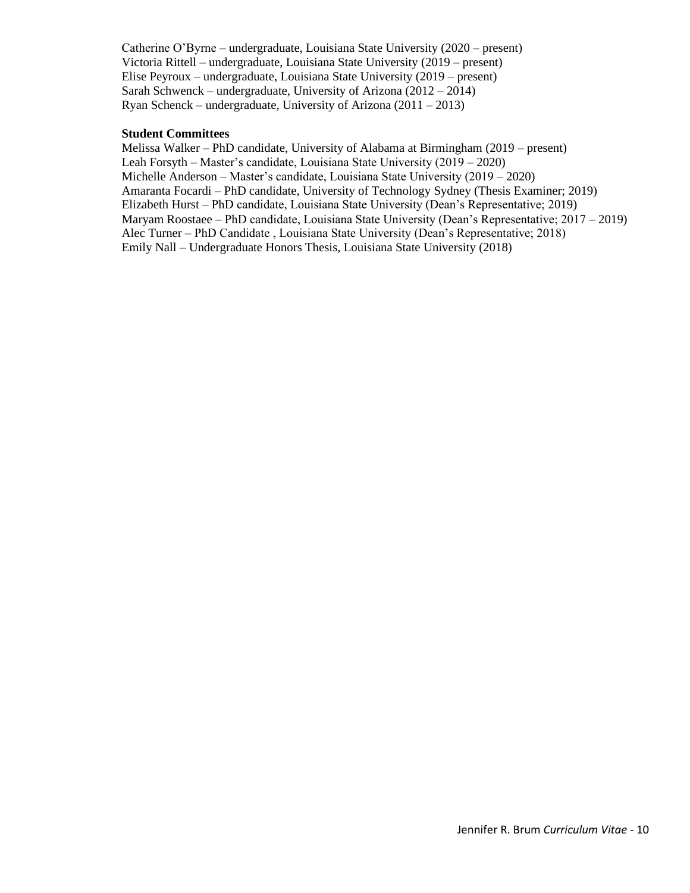Catherine O'Byrne – undergraduate, Louisiana State University (2020 – present)
Victoria Rittell – undergraduate, Louisiana State University (2019 – present)
Elise Peyroux – undergraduate, Louisiana State University (2019 – present)
Sarah Schwenck – undergraduate, University of Arizona (2012 – 2014)
Ryan Schenck – undergraduate, University of Arizona (2011 – 2013)

**Student Committees**

Melissa Walker – PhD candidate, University of Alabama at Birmingham (2019 – present)
Leah Forsyth – Master's candidate, Louisiana State University (2019 – 2020)
Michelle Anderson – Master's candidate, Louisiana State University (2019 – 2020)
Amaranta Focardi – PhD candidate, University of Technology Sydney (Thesis Examiner; 2019)
Elizabeth Hurst – PhD candidate, Louisiana State University (Dean's Representative; 2019)
Maryam Roostaee – PhD candidate, Louisiana State University (Dean's Representative; 2017 – 2019)
Alec Turner – PhD Candidate , Louisiana State University (Dean's Representative; 2018)
Emily Nall – Undergraduate Honors Thesis, Louisiana State University (2018)